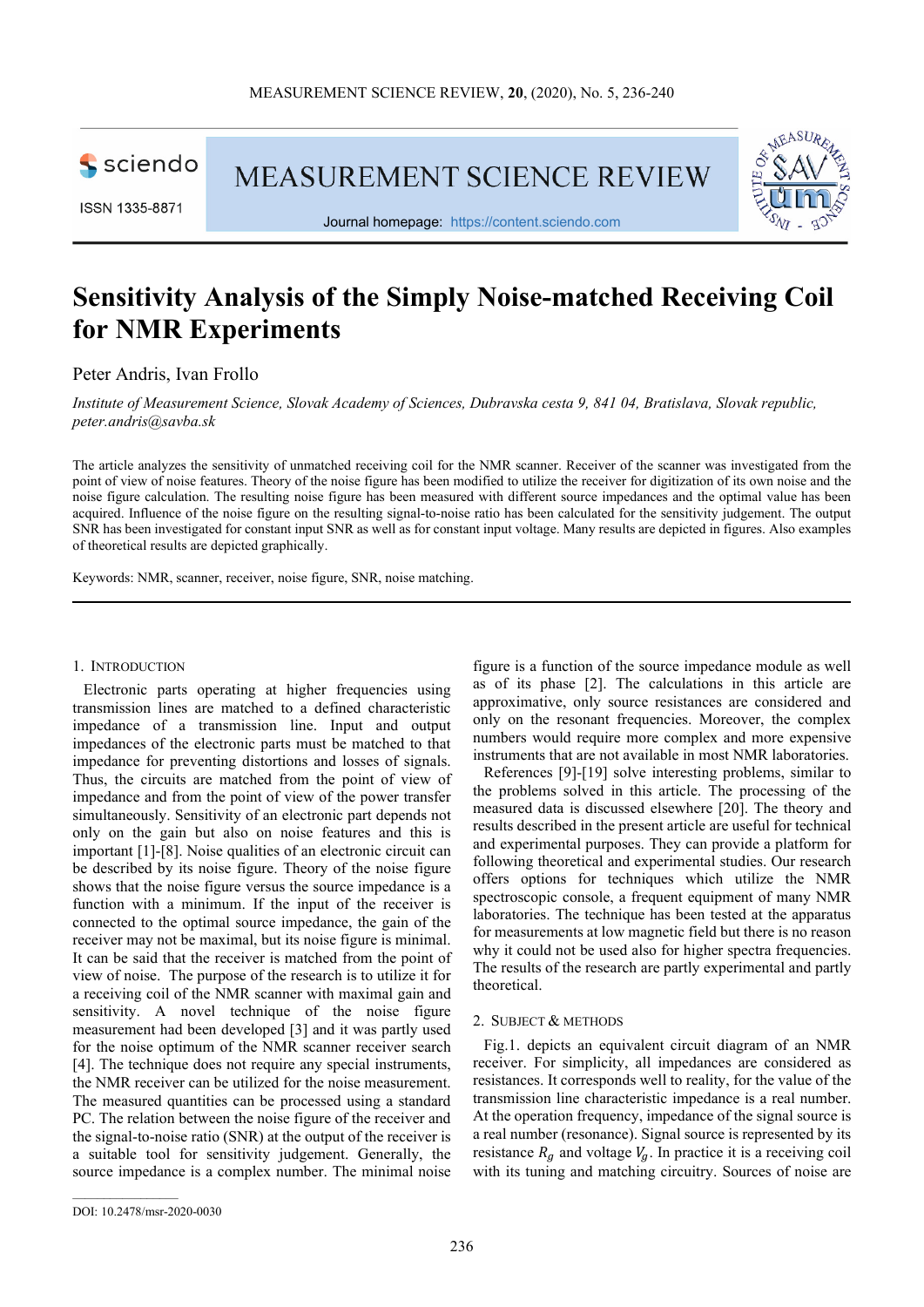# Sensitivity Analysis of the Simply Noise-matched Receiving Coil for NMR Experiments

Peter Andris, Ivan Frollo

*Institute of Measurement Science, Slovak Academy of Sciences, Dubravska cesta 9, 841 04, Bratislava, Slovak republic, peter.andris@savba.sk*

The article analyzes the sensitivity of unmatched receiving coil for the NMR scanner. Receiver of the scanner was investigated from the point of view of noise features. Theory of the noise figure has been modified to utilize the receiver for digitization of its own noise and the noise figure calculation. The resulting noise figure has been measured with different source impedances and the optimal value has been acquired. Influence of the noise figure on the resulting signal-to-noise ratio has been calculated for the sensitivity judgement. The output SNR has been investigated for constant input SNR as well as for constant input voltage. Many results are depicted in figures. Also examples of theoretical results are depicted graphically.

Keywords: NMR, scanner, receiver, noise figure, SNR, noise matching.

## 1. Introduction

Electronic parts operating at higher frequencies using transmission lines are matched to a defined characteristic impedance of a transmission line. Input and output impedances of the electronic parts must be matched to that impedance for preventing distortions and losses of signals. Thus, the circuits are matched from the point of view of impedance and from the point of view of the power transfer simultaneously. Sensitivity of an electronic part depends not only on the gain but also on noise features and this is important [1]-[8]. Noise qualities of an electronic circuit can be described by its noise figure. Theory of the noise figure shows that the noise figure versus the source impedance is a function with a minimum. If the input of the receiver is connected to the optimal source impedance, the gain of the receiver may not be maximal, but its noise figure is minimal. It can be said that the receiver is matched from the point of view of noise. The purpose of the research is to utilize it for a receiving coil of the NMR scanner with maximal gain and sensitivity. A novel technique of the noise figure measurement had been developed [3] and it was partly used for the noise optimum of the NMR scanner receiver search [4]. The technique does not require any special instruments, the NMR receiver can be utilized for the noise measurement. The measured quantities can be processed using a standard PC. The relation between the noise figure of the receiver and the signal-to-noise ratio (SNR) at the output of the receiver is a suitable tool for sensitivity judgement. Generally, the source impedance is a complex number. The minimal noise figure is a function of the source impedance module as well as of its phase [2]. The calculations in this article are approximative, only source resistances are considered and only on the resonant frequencies. Moreover, the complex numbers would require more complex and more expensive instruments that are not available in most NMR laboratories.

References [9]-[19] solve interesting problems, similar to the problems solved in this article. The processing of the measured data is discussed elsewhere [20]. The theory and results described in the present article are useful for technical and experimental purposes. They can provide a platform for following theoretical and experimental studies. Our research offers options for techniques which utilize the NMR spectroscopic console, a frequent equipment of many NMR laboratories. The technique has been tested at the apparatus for measurements at low magnetic field but there is no reason why it could not be used also for higher spectra frequencies. The results of the research are partly experimental and partly theoretical.

## 2. Subject & Methods

Fig.1. depicts an equivalent circuit diagram of an NMR receiver. For simplicity, all impedances are considered as resistances. It corresponds well to reality, for the value of the transmission line characteristic impedance is a real number. At the operation frequency, impedance of the signal source is a real number (resonance). Signal source is represented by its resistance $R_g$ and voltage $V_g$. In practice it is a receiving coil with its tuning and matching circuitry. Sources of noise are

DOI: 10.2478/msr-2020-0030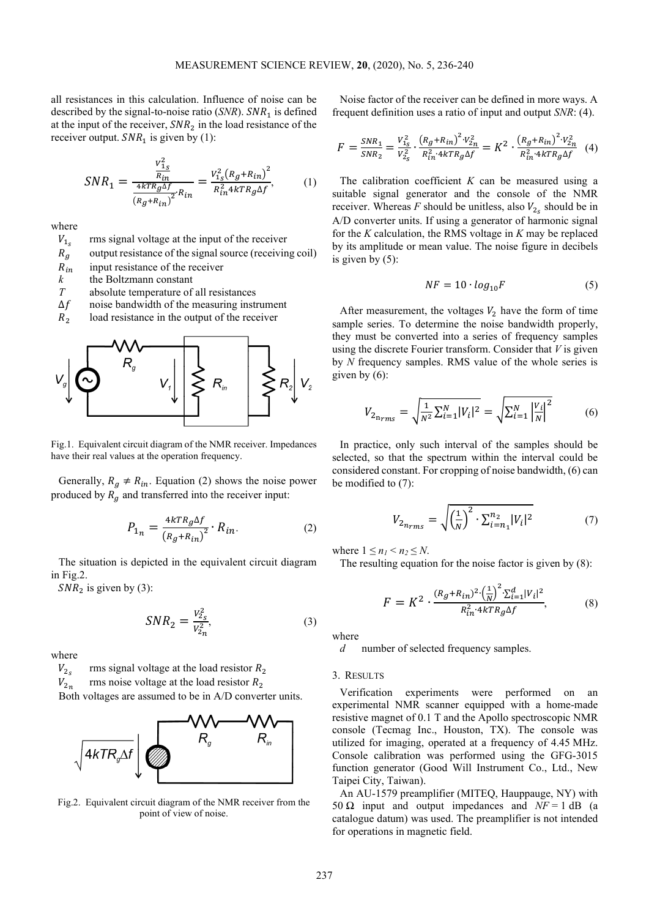all resistances in this calculation. Influence of noise can be described by the signal-to-noise ratio (*SNR*). $SNR_1$ is defined at the input of the receiver, $SNR_2$ in the load resistance of the receiver output. $SNR_1$ is given by (1):

$$SNR_1 = \frac{\frac{V_{1_s}^2}{R_{in}}}{\frac{4kTR_g\Delta f}{\left(R_g+R_{in}\right)^2}\cdot R_{in}} = \frac{V_{1_s}^2\left(R_g+R_{in}\right)^2}{R_{in}^2 4kTR_g\Delta f}, \tag{1}$$

where

- $V_{1_s}$ rms signal voltage at the input of the receiver
- $R_g$ output resistance of the signal source (receiving coil)
- $R_{in}$ input resistance of the receiver
- $k$ the Boltzmann constant
- $T$ absolute temperature of all resistances
- $\Delta f$ noise bandwidth of the measuring instrument
- $R_2$ load resistance in the output of the receiver

Fig.1. Equivalent circuit diagram of the NMR receiver. Impedances have their real values at the operation frequency.

Generally, $R_g \neq R_{in}$. Equation (2) shows the noise power produced by $R_g$ and transferred into the receiver input:

$$P_{1_n} = \frac{4kTR_g\Delta f}{\left(R_g+R_{in}\right)^2}\cdot R_{in}. \tag{2}$$

The situation is depicted in the equivalent circuit diagram in Fig.2.

$SNR_2$ is given by (3):

$$SNR_2 = \frac{V_{2_s}^2}{V_{2_n}^2}, \tag{3}$$

where

- $V_{2_s}$ rms signal voltage at the load resistor $R_2$
- $V_{2_n}$ rms noise voltage at the load resistor $R_2$

Both voltages are assumed to be in A/D converter units.

Fig.2. Equivalent circuit diagram of the NMR receiver from the point of view of noise.

Noise factor of the receiver can be defined in more ways. A frequent definition uses a ratio of input and output *SNR*: (4).

$$F = \frac{SNR_1}{SNR_2} = \frac{V_{1_s}^2}{V_{2_s}^2}\cdot\frac{\left(R_g+R_{in}\right)^2\cdot V_{2n}^2}{R_{in}^2\cdot 4kTR_g\Delta f} = K^2\cdot\frac{\left(R_g+R_{in}\right)^2\cdot V_{2n}^2}{R_{in}^2\cdot 4kTR_g\Delta f} \tag{4}$$

The calibration coefficient *K* can be measured using a suitable signal generator and the console of the NMR receiver. Whereas *F* should be unitless, also $V_{2_s}$ should be in A/D converter units. If using a generator of harmonic signal for the *K* calculation, the RMS voltage in *K* may be replaced by its amplitude or mean value. The noise figure in decibels is given by (5):

$$NF = 10\cdot log_{10}F \tag{5}$$

After measurement, the voltages $V_2$ have the form of time sample series. To determine the noise bandwidth properly, they must be converted into a series of frequency samples using the discrete Fourier transform. Consider that *V* is given by *N* frequency samples. RMS value of the whole series is given by (6):

$$V_{2_{n_{rms}}} = \sqrt{\frac{1}{N^2}\sum_{i=1}^{N}|V_i|^2} = \sqrt{\sum_{i=1}^{N}\left|\frac{V_i}{N}\right|^2} \tag{6}$$

In practice, only such interval of the samples should be selected, so that the spectrum within the interval could be considered constant. For cropping of noise bandwidth, (6) can be modified to (7):

$$V_{2_{n_{rms}}} = \sqrt{\left(\frac{1}{N}\right)^2\cdot\sum_{i=n_1}^{n_2}|V_i|^2} \tag{7}$$

where $1 \leq n_1 < n_2 \leq N$.

The resulting equation for the noise factor is given by (8):

$$F = K^2\cdot\frac{(R_g+R_{in})^2\cdot\left(\frac{1}{N}\right)^2\cdot\sum_{i=1}^{d}|V_i|^2}{R_{in}^2\cdot 4kTR_g\Delta f}, \tag{8}$$

where

- $d$ number of selected frequency samples.

## 3. RESULTS

Verification experiments were performed on an experimental NMR scanner equipped with a home-made resistive magnet of 0.1 T and the Apollo spectroscopic NMR console (Tecmag Inc., Houston, TX). The console was utilized for imaging, operated at a frequency of 4.45 MHz. Console calibration was performed using the GFG-3015 function generator (Good Will Instrument Co., Ltd., New Taipei City, Taiwan).

An AU-1579 preamplifier (MITEQ, Hauppauge, NY) with 50 Ω input and output impedances and *NF* = 1 dB (a catalogue datum) was used. The preamplifier is not intended for operations in magnetic field.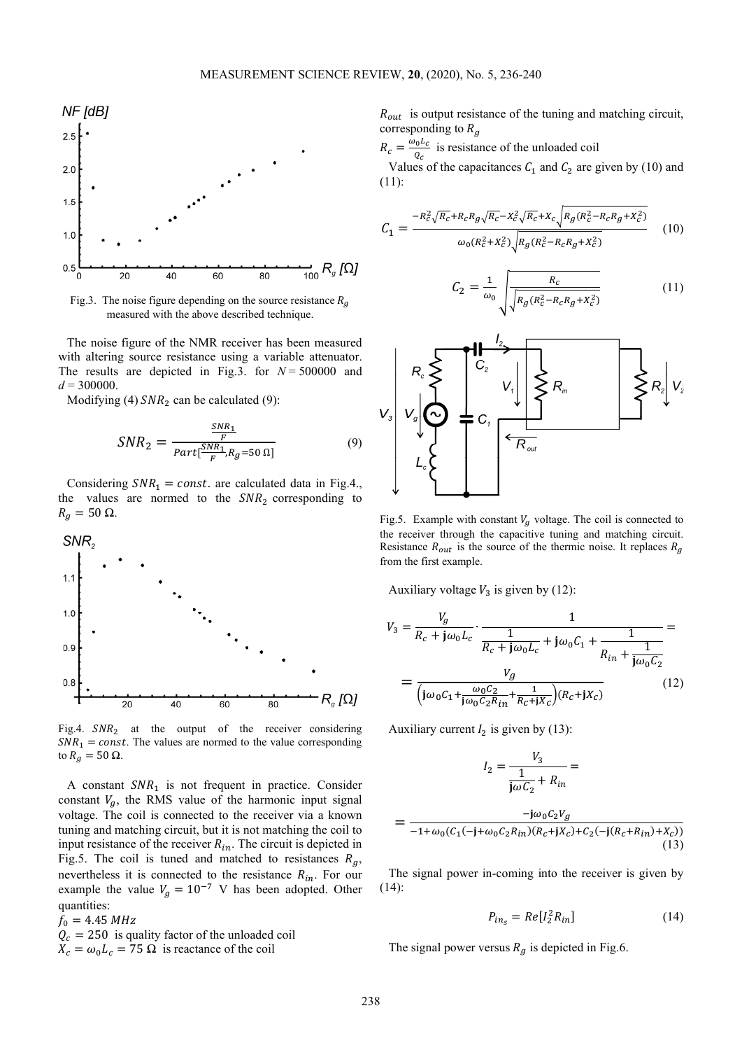Fig.3. The noise figure depending on the source resistance $R_g$ measured with the above described technique.

The noise figure of the NMR receiver has been measured with altering source resistance using a variable attenuator. The results are depicted in Fig.3. for $N = 500000$ and $d = 300000$.

Modifying (4) $SNR_2$ can be calculated (9):

$$SNR_2 = \frac{\frac{SNR_1}{F}}{Part[\frac{SNR_1}{F}, R_g = 50\ \Omega]} \tag{9}$$

Considering $SNR_1 = const.$ are calculated data in Fig.4., the values are normed to the $SNR_2$ corresponding to $R_g = 50\ \Omega$.

Fig.4. $SNR_2$ at the output of the receiver considering $SNR_1 = const$. The values are normed to the value corresponding to $R_g = 50\ \Omega$.

A constant $SNR_1$ is not frequent in practice. Consider constant $V_g$, the RMS value of the harmonic input signal voltage. The coil is connected to the receiver via a known tuning and matching circuit, but it is not matching the coil to input resistance of the receiver $R_{in}$. The circuit is depicted in Fig.5. The coil is tuned and matched to resistances $R_g$, nevertheless it is connected to the resistance $R_{in}$. For our example the value $V_g = 10^{-7}$ V has been adopted. Other quantities:

$f_0 = 4.45\ MHz$

$Q_c = 250$ is quality factor of the unloaded coil

$X_c = \omega_0 L_c = 75\ \Omega$ is reactance of the coil

$R_{out}$ is output resistance of the tuning and matching circuit, corresponding to $R_g$

$R_c = \frac{\omega_0 L_c}{Q_c}$ is resistance of the unloaded coil

Values of the capacitances $C_1$ and $C_2$ are given by (10) and (11):

$$C_1 = \frac{-R_c^2\sqrt{R_c} + R_c R_g \sqrt{R_c} - X_c^2\sqrt{R_c} + X_c\sqrt{R_g(R_c^2 - R_c R_g + X_c^2)}}{\omega_0(R_c^2 + X_c^2)\sqrt{R_g(R_c^2 - R_c R_g + X_c^2)}} \tag{10}$$

$$C_2 = \frac{1}{\omega_0}\sqrt{\frac{R_c}{\sqrt{R_g(R_c^2 - R_c R_g + X_c^2)}}} \tag{11}$$

Fig.5. Example with constant $V_g$ voltage. The coil is connected to the receiver through the capacitive tuning and matching circuit. Resistance $R_{out}$ is the source of the thermic noise. It replaces $R_g$ from the first example.

Auxiliary voltage $V_3$ is given by (12):

$$V_3 = \frac{V_g}{R_c + \mathbf{j}\omega_0 L_c} \cdot \frac{1}{\frac{1}{R_c + \mathbf{j}\omega_0 L_c} + \mathbf{j}\omega_0 C_1 + \frac{1}{R_{in} + \frac{1}{\mathbf{j}\omega_0 C_2}}} =$$

$$= \frac{V_g}{\left(\mathbf{j}\omega_0 C_1 + \frac{\omega_0 C_2}{\mathbf{j}\omega_0 C_2 R_{in}} + \frac{1}{R_c + \mathbf{j}X_c}\right)(R_c + \mathbf{j}X_c)} \tag{12}$$

Auxiliary current $I_2$ is given by (13):

$$I_2 = \frac{V_3}{\frac{1}{\mathbf{j}\omega C_2} + R_{in}} =$$

$$= \frac{-\mathbf{j}\omega_0 C_2 V_g}{-1 + \omega_0(C_1(-\mathbf{j} + \omega_0 C_2 R_{in})(R_c + \mathbf{j}X_c) + C_2(-\mathbf{j}(R_c + R_{in}) + X_c))} \tag{13}$$

The signal power in-coming into the receiver is given by (14):

$$P_{in_s} = Re[I_2^2 R_{in}] \tag{14}$$

The signal power versus $R_g$ is depicted in Fig.6.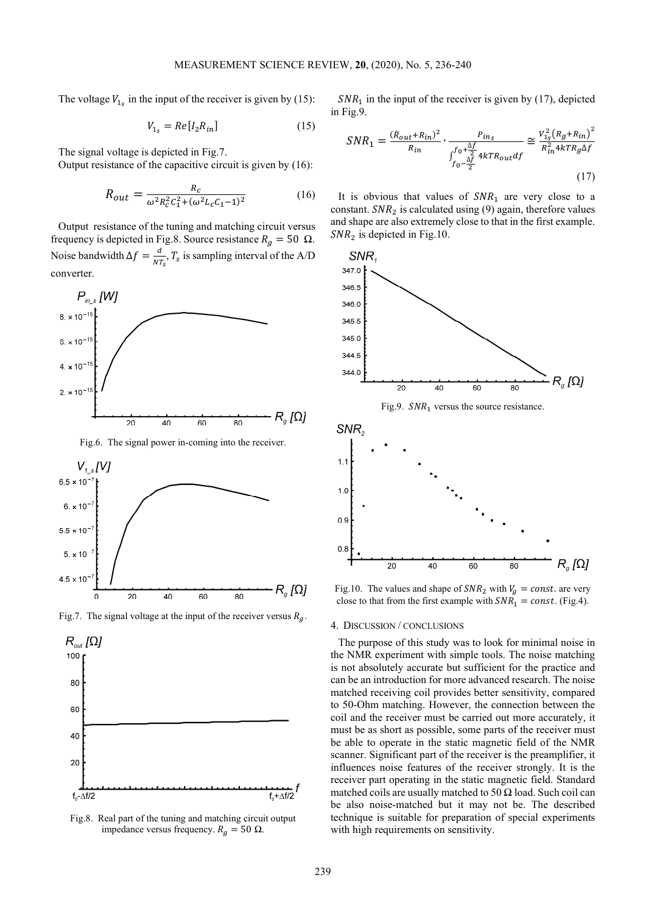The voltage $V_{1_s}$ in the input of the receiver is given by (15):

$$V_{1_s} = Re[I_2 R_{in}] \tag{15}$$

The signal voltage is depicted in Fig.7.

Output resistance of the capacitive circuit is given by (16):

$$R_{out} = \frac{R_c}{\omega^2 R_c^2 C_1^2 + (\omega^2 L_c C_1 - 1)^2} \tag{16}$$

Output resistance of the tuning and matching circuit versus frequency is depicted in Fig.8. Source resistance $R_g = 50\ \Omega$. Noise bandwidth $\Delta f = \frac{d}{NT_s}$, $T_s$ is sampling interval of the A/D converter.

Fig.6. The signal power in-coming into the receiver.

Fig.7. The signal voltage at the input of the receiver versus $R_g$.

Fig.8. Real part of the tuning and matching circuit output impedance versus frequency. $R_g = 50\ \Omega$.

$SNR_1$ in the input of the receiver is given by (17), depicted in Fig.9.

$$SNR_1 = \frac{(\bar{R}_{out} + R_{in})^2}{R_{in}} \cdot \frac{P_{in_s}}{\int_{f_0 - \frac{\Delta f}{2}}^{f_0 + \frac{\Delta f}{2}} 4kTR_{out} df} \cong \frac{V_{1s}^2 (R_g + R_{in})^2}{R_{in}^2 4kTR_g \Delta f} \tag{17}$$

It is obvious that values of $SNR_1$ are very close to a constant. $SNR_2$ is calculated using (9) again, therefore values and shape are also extremely close to that in the first example. $SNR_2$ is depicted in Fig.10.

Fig.9. $SNR_1$ versus the source resistance.

Fig.10. The values and shape of $SNR_2$ with $V_g = const.$ are very close to that from the first example with $SNR_1 = const.$ (Fig.4).

## 4. Discussion / conclusions

The purpose of this study was to look for minimal noise in the NMR experiment with simple tools. The noise matching is not absolutely accurate but sufficient for the practice and can be an introduction for more advanced research. The noise matched receiving coil provides better sensitivity, compared to 50-Ohm matching. However, the connection between the coil and the receiver must be carried out more accurately, it must be as short as possible, some parts of the receiver must be able to operate in the static magnetic field of the NMR scanner. Significant part of the receiver is the preamplifier, it influences noise features of the receiver strongly. It is the receiver part operating in the static magnetic field. Standard matched coils are usually matched to 50 Ω load. Such coil can be also noise-matched but it may not be. The described technique is suitable for preparation of special experiments with high requirements on sensitivity.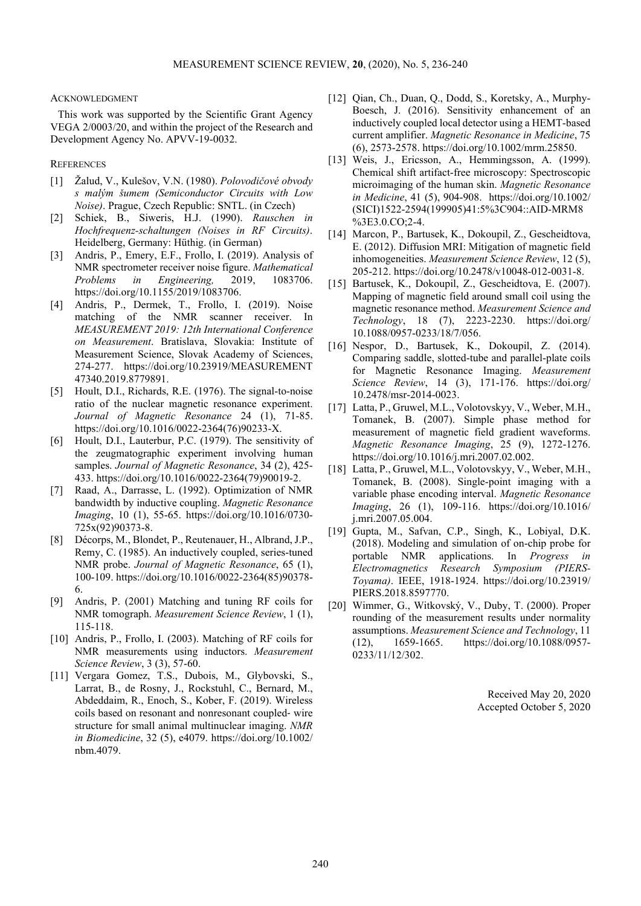## Acknowledgment

This work was supported by the Scientific Grant Agency VEGA 2/0003/20, and within the project of the Research and Development Agency No. APVV-19-0032.

## References

[1] Žalud, V., Kulešov, V.N. (1980). *Polovodičové obvody s malým šumem (Semiconductor Circuits with Low Noise)*. Prague, Czech Republic: SNTL. (in Czech)

[2] Schiek, B., Siweris, H.J. (1990). *Rauschen in Hochfrequenz-schaltungen (Noises in RF Circuits)*. Heidelberg, Germany: Hüthig. (in German)

[3] Andris, P., Emery, E.F., Frollo, I. (2019). Analysis of NMR spectrometer receiver noise figure. *Mathematical Problems in Engineering,* 2019, 1083706. https://doi.org/10.1155/2019/1083706.

[4] Andris, P., Dermek, T., Frollo, I. (2019). Noise matching of the NMR scanner receiver. In *MEASUREMENT 2019: 12th International Conference on Measurement*. Bratislava, Slovakia: Institute of Measurement Science, Slovak Academy of Sciences, 274-277. https://doi.org/10.23919/MEASUREMENT47340.2019.8779891.

[5] Hoult, D.I., Richards, R.E. (1976). The signal-to-noise ratio of the nuclear magnetic resonance experiment. *Journal of Magnetic Resonance* 24 (1), 71-85. https://doi.org/10.1016/0022-2364(76)90233-X.

[6] Hoult, D.I., Lauterbur, P.C. (1979). The sensitivity of the zeugmatographic experiment involving human samples. *Journal of Magnetic Resonance*, 34 (2), 425-433. https://doi.org/10.1016/0022-2364(79)90019-2.

[7] Raad, A., Darrasse, L. (1992). Optimization of NMR bandwidth by inductive coupling. *Magnetic Resonance Imaging*, 10 (1), 55-65. https://doi.org/10.1016/0730-725x(92)90373-8.

[8] Décorps, M., Blondet, P., Reutenauer, H., Albrand, J.P., Remy, C. (1985). An inductively coupled, series-tuned NMR probe. *Journal of Magnetic Resonance*, 65 (1), 100-109. https://doi.org/10.1016/0022-2364(85)90378-6.

[9] Andris, P. (2001) Matching and tuning RF coils for NMR tomograph. *Measurement Science Review*, 1 (1), 115-118.

[10] Andris, P., Frollo, I. (2003). Matching of RF coils for NMR measurements using inductors. *Measurement Science Review*, 3 (3), 57-60.

[11] Vergara Gomez, T.S., Dubois, M., Glybovski, S., Larrat, B., de Rosny, J., Rockstuhl, C., Bernard, M., Abdeddaim, R., Enoch, S., Kober, F. (2019). Wireless coils based on resonant and nonresonant coupled- wire structure for small animal multinuclear imaging. *NMR in Biomedicine*, 32 (5), e4079. https://doi.org/10.1002/nbm.4079.

[12] Qian, Ch., Duan, Q., Dodd, S., Koretsky, A., Murphy-Boesch, J. (2016). Sensitivity enhancement of an inductively coupled local detector using a HEMT-based current amplifier. *Magnetic Resonance in Medicine*, 75 (6), 2573-2578. https://doi.org/10.1002/mrm.25850.

[13] Weis, J., Ericsson, A., Hemmingsson, A. (1999). Chemical shift artifact-free microscopy: Spectroscopic microimaging of the human skin. *Magnetic Resonance in Medicine*, 41 (5), 904-908. https://doi.org/10.1002/(SICI)1522-2594(199905)41:5%3C904::AID-MRM8%3E3.0.CO;2-4.

[14] Marcon, P., Bartusek, K., Dokoupil, Z., Gescheidtova, E. (2012). Diffusion MRI: Mitigation of magnetic field inhomogeneities. *Measurement Science Review*, 12 (5), 205-212. https://doi.org/10.2478/v10048-012-0031-8.

[15] Bartusek, K., Dokoupil, Z., Gescheidtova, E. (2007). Mapping of magnetic field around small coil using the magnetic resonance method. *Measurement Science and Technology*, 18 (7), 2223-2230. https://doi.org/10.1088/0957-0233/18/7/056.

[16] Nespor, D., Bartusek, K., Dokoupil, Z. (2014). Comparing saddle, slotted-tube and parallel-plate coils for Magnetic Resonance Imaging. *Measurement Science Review*, 14 (3), 171-176. https://doi.org/10.2478/msr-2014-0023.

[17] Latta, P., Gruwel, M.L., Volotovskyy, V., Weber, M.H., Tomanek, B. (2007). Simple phase method for measurement of magnetic field gradient waveforms. *Magnetic Resonance Imaging*, 25 (9), 1272-1276. https://doi.org/10.1016/j.mri.2007.02.002.

[18] Latta, P., Gruwel, M.L., Volotovskyy, V., Weber, M.H., Tomanek, B. (2008). Single-point imaging with a variable phase encoding interval. *Magnetic Resonance Imaging*, 26 (1), 109-116. https://doi.org/10.1016/j.mri.2007.05.004.

[19] Gupta, M., Safvan, C.P., Singh, K., Lobiyal, D.K. (2018). Modeling and simulation of on-chip probe for portable NMR applications. In *Progress in Electromagnetics Research Symposium (PIERS-Toyama)*. IEEE, 1918-1924. https://doi.org/10.23919/PIERS.2018.8597770.

[20] Wimmer, G., Witkovský, V., Duby, T. (2000). Proper rounding of the measurement results under normality assumptions. *Measurement Science and Technology*, 11 (12), 1659-1665. https://doi.org/10.1088/0957-0233/11/12/302.

Received May 20, 2020
Accepted October 5, 2020